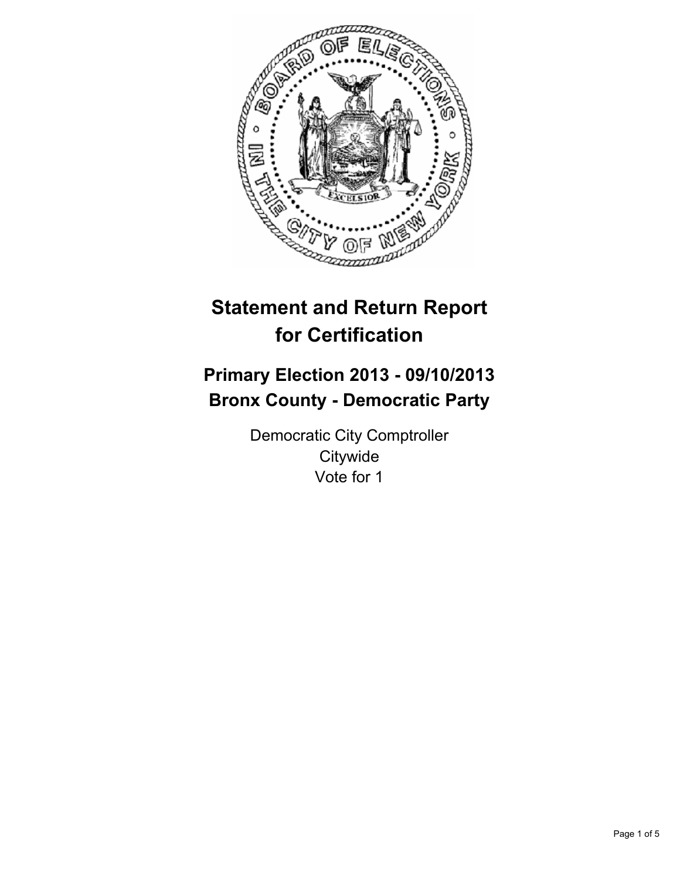# Statement and Return Report for Certification

## Primary Election 2013 - 09/10/2013
## Bronx County - Democratic Party

Democratic City Comptroller
Citywide
Vote for 1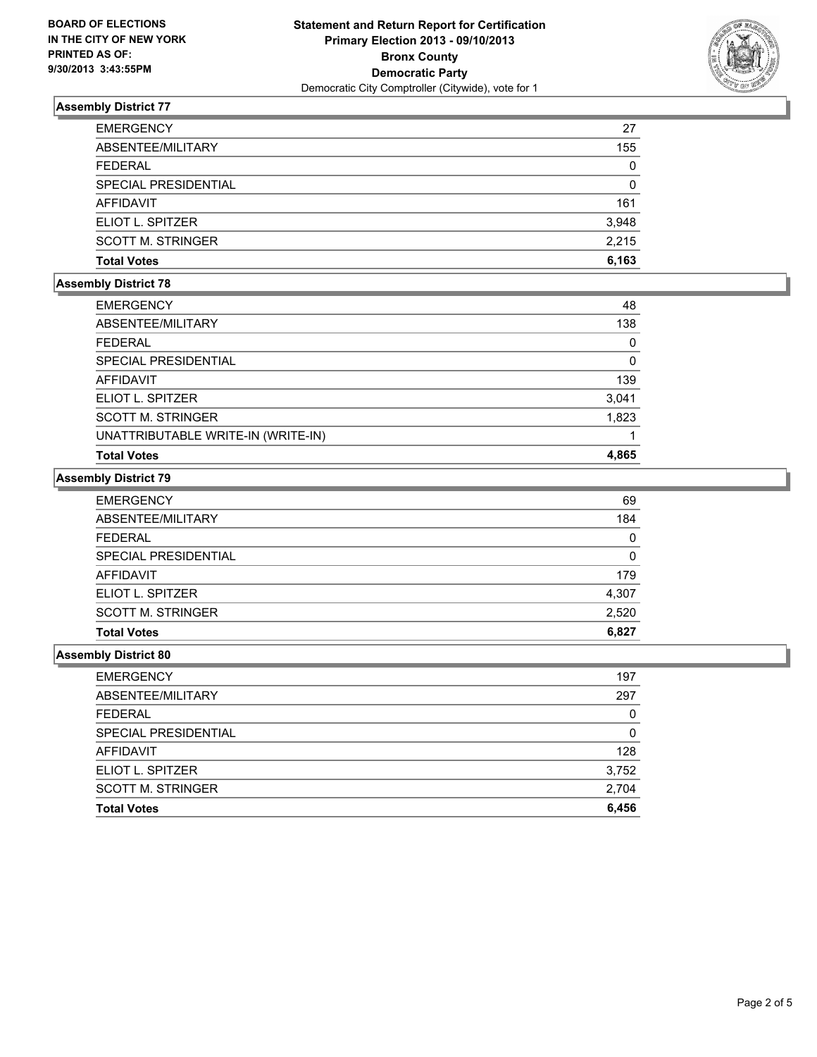**BOARD OF ELECTIONS IN THE CITY OF NEW YORK PRINTED AS OF: 9/30/2013 3:43:55PM**

**Statement and Return Report for Certification Primary Election 2013 - 09/10/2013 Bronx County Democratic Party**

Democratic City Comptroller (Citywide), vote for 1

### Assembly District 77

| | |
|---|---|
| EMERGENCY | 27 |
| ABSENTEE/MILITARY | 155 |
| FEDERAL | 0 |
| SPECIAL PRESIDENTIAL | 0 |
| AFFIDAVIT | 161 |
| ELIOT L. SPITZER | 3,948 |
| SCOTT M. STRINGER | 2,215 |
| **Total Votes** | **6,163** |

### Assembly District 78

| | |
|---|---|
| EMERGENCY | 48 |
| ABSENTEE/MILITARY | 138 |
| FEDERAL | 0 |
| SPECIAL PRESIDENTIAL | 0 |
| AFFIDAVIT | 139 |
| ELIOT L. SPITZER | 3,041 |
| SCOTT M. STRINGER | 1,823 |
| UNATTRIBUTABLE WRITE-IN (WRITE-IN) | 1 |
| **Total Votes** | **4,865** |

### Assembly District 79

| | |
|---|---|
| EMERGENCY | 69 |
| ABSENTEE/MILITARY | 184 |
| FEDERAL | 0 |
| SPECIAL PRESIDENTIAL | 0 |
| AFFIDAVIT | 179 |
| ELIOT L. SPITZER | 4,307 |
| SCOTT M. STRINGER | 2,520 |
| **Total Votes** | **6,827** |

### Assembly District 80

| | |
|---|---|
| EMERGENCY | 197 |
| ABSENTEE/MILITARY | 297 |
| FEDERAL | 0 |
| SPECIAL PRESIDENTIAL | 0 |
| AFFIDAVIT | 128 |
| ELIOT L. SPITZER | 3,752 |
| SCOTT M. STRINGER | 2,704 |
| **Total Votes** | **6,456** |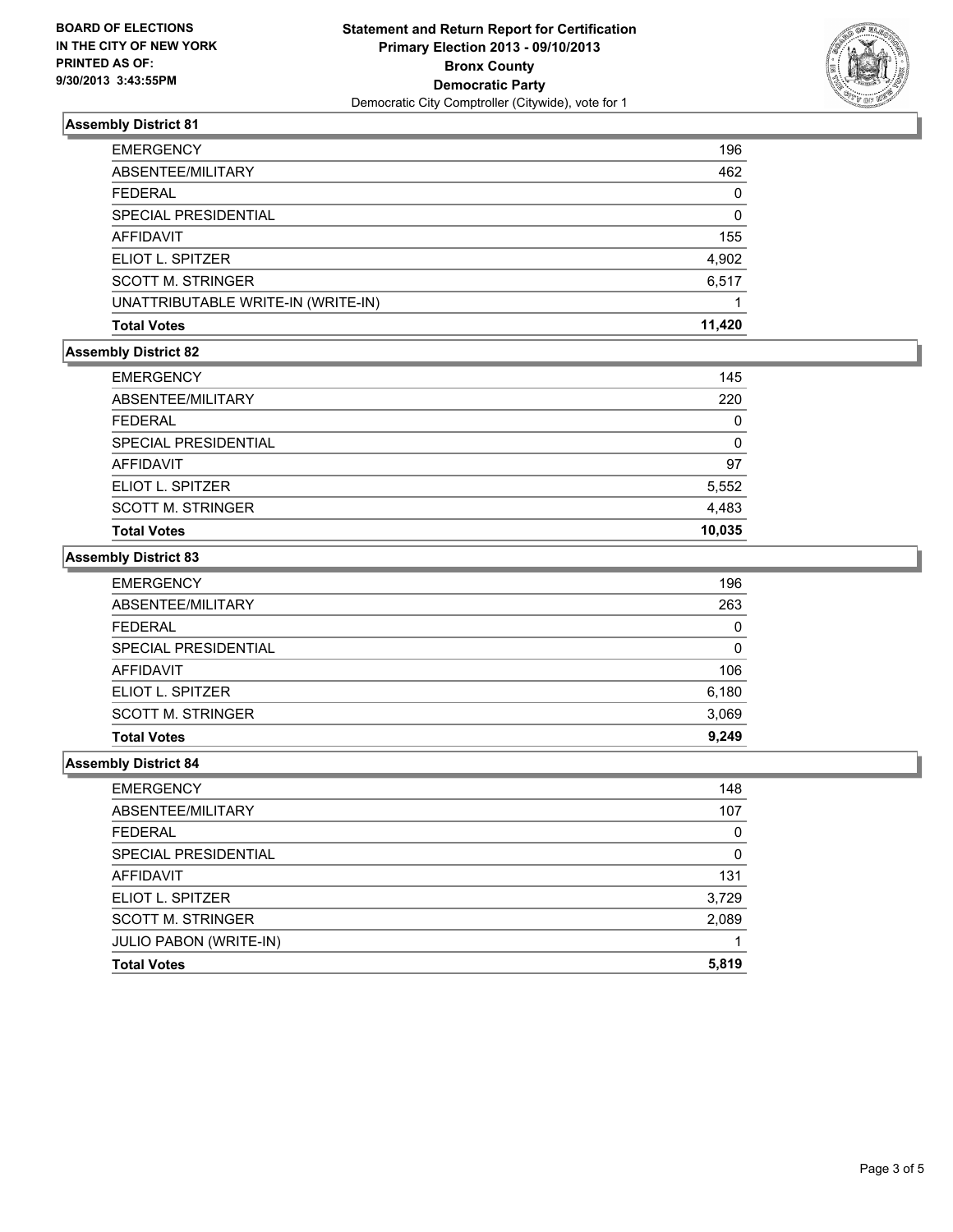**BOARD OF ELECTIONS IN THE CITY OF NEW YORK PRINTED AS OF: 9/30/2013 3:43:55PM**

**Statement and Return Report for Certification**
**Primary Election 2013 - 09/10/2013**
**Bronx County**
**Democratic Party**
Democratic City Comptroller (Citywide), vote for 1

### Assembly District 81

| | |
|---|---|
| EMERGENCY | 196 |
| ABSENTEE/MILITARY | 462 |
| FEDERAL | 0 |
| SPECIAL PRESIDENTIAL | 0 |
| AFFIDAVIT | 155 |
| ELIOT L. SPITZER | 4,902 |
| SCOTT M. STRINGER | 6,517 |
| UNATTRIBUTABLE WRITE-IN (WRITE-IN) | 1 |
| **Total Votes** | **11,420** |

### Assembly District 82

| | |
|---|---|
| EMERGENCY | 145 |
| ABSENTEE/MILITARY | 220 |
| FEDERAL | 0 |
| SPECIAL PRESIDENTIAL | 0 |
| AFFIDAVIT | 97 |
| ELIOT L. SPITZER | 5,552 |
| SCOTT M. STRINGER | 4,483 |
| **Total Votes** | **10,035** |

### Assembly District 83

| | |
|---|---|
| EMERGENCY | 196 |
| ABSENTEE/MILITARY | 263 |
| FEDERAL | 0 |
| SPECIAL PRESIDENTIAL | 0 |
| AFFIDAVIT | 106 |
| ELIOT L. SPITZER | 6,180 |
| SCOTT M. STRINGER | 3,069 |
| **Total Votes** | **9,249** |

### Assembly District 84

| | |
|---|---|
| EMERGENCY | 148 |
| ABSENTEE/MILITARY | 107 |
| FEDERAL | 0 |
| SPECIAL PRESIDENTIAL | 0 |
| AFFIDAVIT | 131 |
| ELIOT L. SPITZER | 3,729 |
| SCOTT M. STRINGER | 2,089 |
| JULIO PABON (WRITE-IN) | 1 |
| **Total Votes** | **5,819** |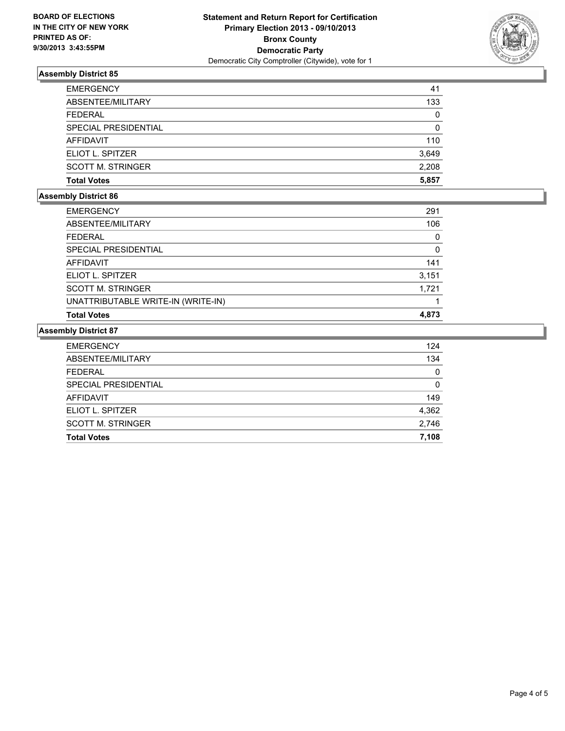**BOARD OF ELECTIONS IN THE CITY OF NEW YORK PRINTED AS OF: 9/30/2013 3:43:55PM**

**Statement and Return Report for Certification**
**Primary Election 2013 - 09/10/2013**
**Bronx County**
**Democratic Party**
Democratic City Comptroller (Citywide), vote for 1

### Assembly District 85

| | |
|---|---|
| EMERGENCY | 41 |
| ABSENTEE/MILITARY | 133 |
| FEDERAL | 0 |
| SPECIAL PRESIDENTIAL | 0 |
| AFFIDAVIT | 110 |
| ELIOT L. SPITZER | 3,649 |
| SCOTT M. STRINGER | 2,208 |
| **Total Votes** | **5,857** |

### Assembly District 86

| | |
|---|---|
| EMERGENCY | 291 |
| ABSENTEE/MILITARY | 106 |
| FEDERAL | 0 |
| SPECIAL PRESIDENTIAL | 0 |
| AFFIDAVIT | 141 |
| ELIOT L. SPITZER | 3,151 |
| SCOTT M. STRINGER | 1,721 |
| UNATTRIBUTABLE WRITE-IN (WRITE-IN) | 1 |
| **Total Votes** | **4,873** |

### Assembly District 87

| | |
|---|---|
| EMERGENCY | 124 |
| ABSENTEE/MILITARY | 134 |
| FEDERAL | 0 |
| SPECIAL PRESIDENTIAL | 0 |
| AFFIDAVIT | 149 |
| ELIOT L. SPITZER | 4,362 |
| SCOTT M. STRINGER | 2,746 |
| **Total Votes** | **7,108** |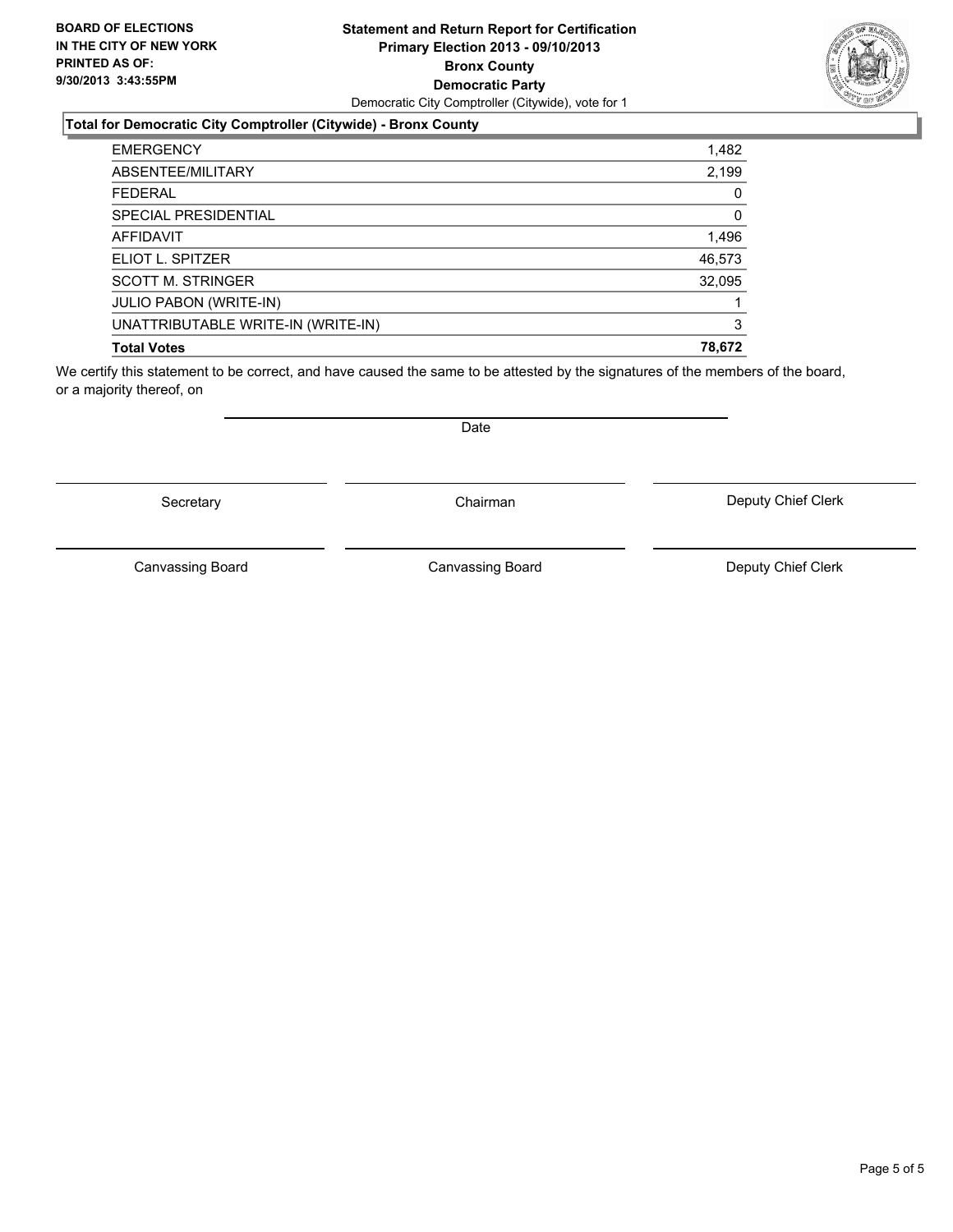**BOARD OF ELECTIONS IN THE CITY OF NEW YORK PRINTED AS OF: 9/30/2013 3:43:55PM**

**Statement and Return Report for Certification Primary Election 2013 - 09/10/2013 Bronx County Democratic Party**

Democratic City Comptroller (Citywide), vote for 1

## Total for Democratic City Comptroller (Citywide) - Bronx County

| | |
|---|---|
| EMERGENCY | 1,482 |
| ABSENTEE/MILITARY | 2,199 |
| FEDERAL | 0 |
| SPECIAL PRESIDENTIAL | 0 |
| AFFIDAVIT | 1,496 |
| ELIOT L. SPITZER | 46,573 |
| SCOTT M. STRINGER | 32,095 |
| JULIO PABON (WRITE-IN) | 1 |
| UNATTRIBUTABLE WRITE-IN (WRITE-IN) | 3 |
| **Total Votes** | **78,672** |

We certify this statement to be correct, and have caused the same to be attested by the signatures of the members of the board, or a majority thereof, on

Date

Secretary | Chairman | Deputy Chief Clerk

Canvassing Board | Canvassing Board | Deputy Chief Clerk